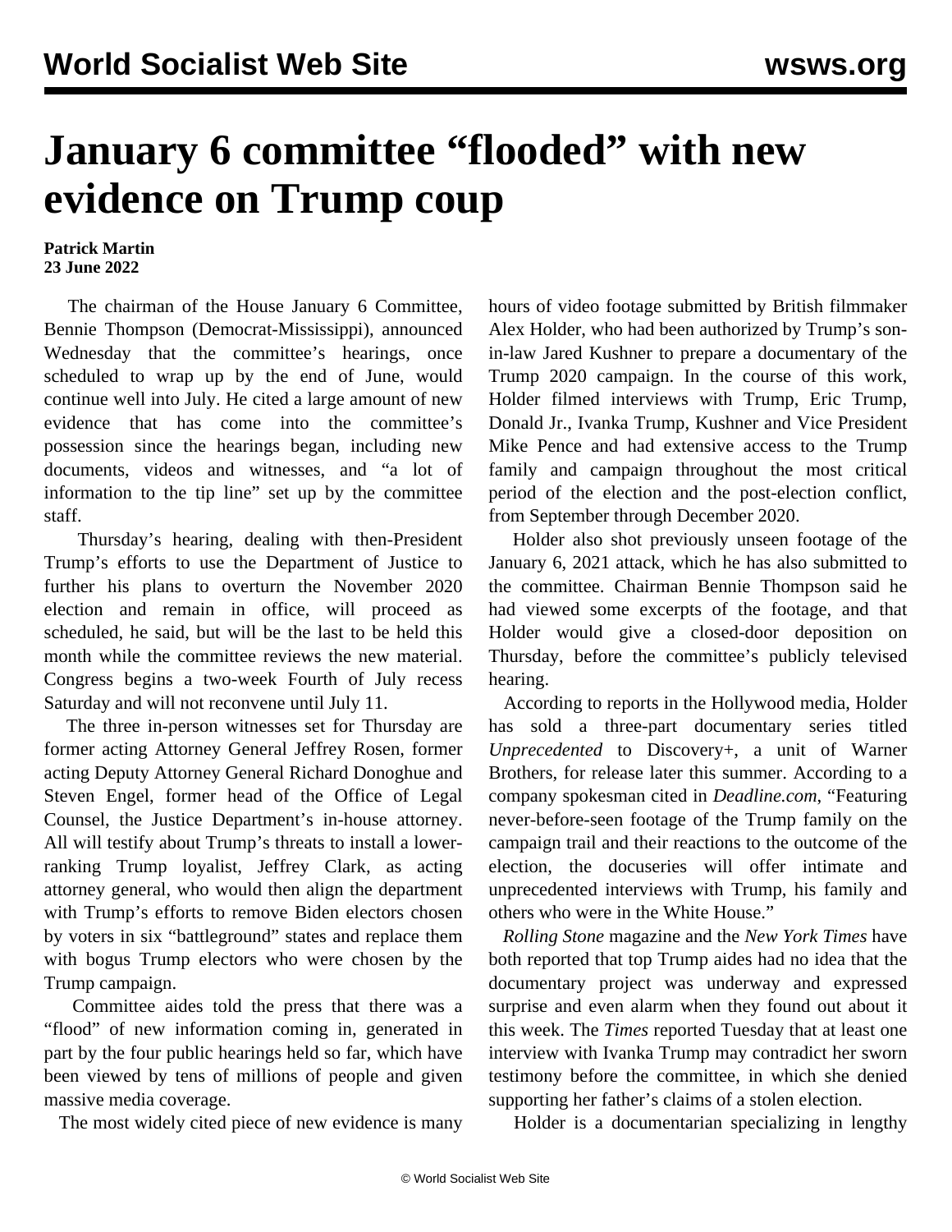# January 6 committee "flooded" with new evidence on Trump coup

**Patrick Martin**
**23 June 2022**

The chairman of the House January 6 Committee, Bennie Thompson (Democrat-Mississippi), announced Wednesday that the committee's hearings, once scheduled to wrap up by the end of June, would continue well into July. He cited a large amount of new evidence that has come into the committee's possession since the hearings began, including new documents, videos and witnesses, and "a lot of information to the tip line" set up by the committee staff.

Thursday's hearing, dealing with then-President Trump's efforts to use the Department of Justice to further his plans to overturn the November 2020 election and remain in office, will proceed as scheduled, he said, but will be the last to be held this month while the committee reviews the new material. Congress begins a two-week Fourth of July recess Saturday and will not reconvene until July 11.

The three in-person witnesses set for Thursday are former acting Attorney General Jeffrey Rosen, former acting Deputy Attorney General Richard Donoghue and Steven Engel, former head of the Office of Legal Counsel, the Justice Department's in-house attorney. All will testify about Trump's threats to install a lower-ranking Trump loyalist, Jeffrey Clark, as acting attorney general, who would then align the department with Trump's efforts to remove Biden electors chosen by voters in six "battleground" states and replace them with bogus Trump electors who were chosen by the Trump campaign.

Committee aides told the press that there was a "flood" of new information coming in, generated in part by the four public hearings held so far, which have been viewed by tens of millions of people and given massive media coverage.

The most widely cited piece of new evidence is many hours of video footage submitted by British filmmaker Alex Holder, who had been authorized by Trump's son-in-law Jared Kushner to prepare a documentary of the Trump 2020 campaign. In the course of this work, Holder filmed interviews with Trump, Eric Trump, Donald Jr., Ivanka Trump, Kushner and Vice President Mike Pence and had extensive access to the Trump family and campaign throughout the most critical period of the election and the post-election conflict, from September through December 2020.

Holder also shot previously unseen footage of the January 6, 2021 attack, which he has also submitted to the committee. Chairman Bennie Thompson said he had viewed some excerpts of the footage, and that Holder would give a closed-door deposition on Thursday, before the committee's publicly televised hearing.

According to reports in the Hollywood media, Holder has sold a three-part documentary series titled *Unprecedented* to Discovery+, a unit of Warner Brothers, for release later this summer. According to a company spokesman cited in *Deadline.com*, "Featuring never-before-seen footage of the Trump family on the campaign trail and their reactions to the outcome of the election, the docuseries will offer intimate and unprecedented interviews with Trump, his family and others who were in the White House."

*Rolling Stone* magazine and the *New York Times* have both reported that top Trump aides had no idea that the documentary project was underway and expressed surprise and even alarm when they found out about it this week. The *Times* reported Tuesday that at least one interview with Ivanka Trump may contradict her sworn testimony before the committee, in which she denied supporting her father's claims of a stolen election.

Holder is a documentarian specializing in lengthy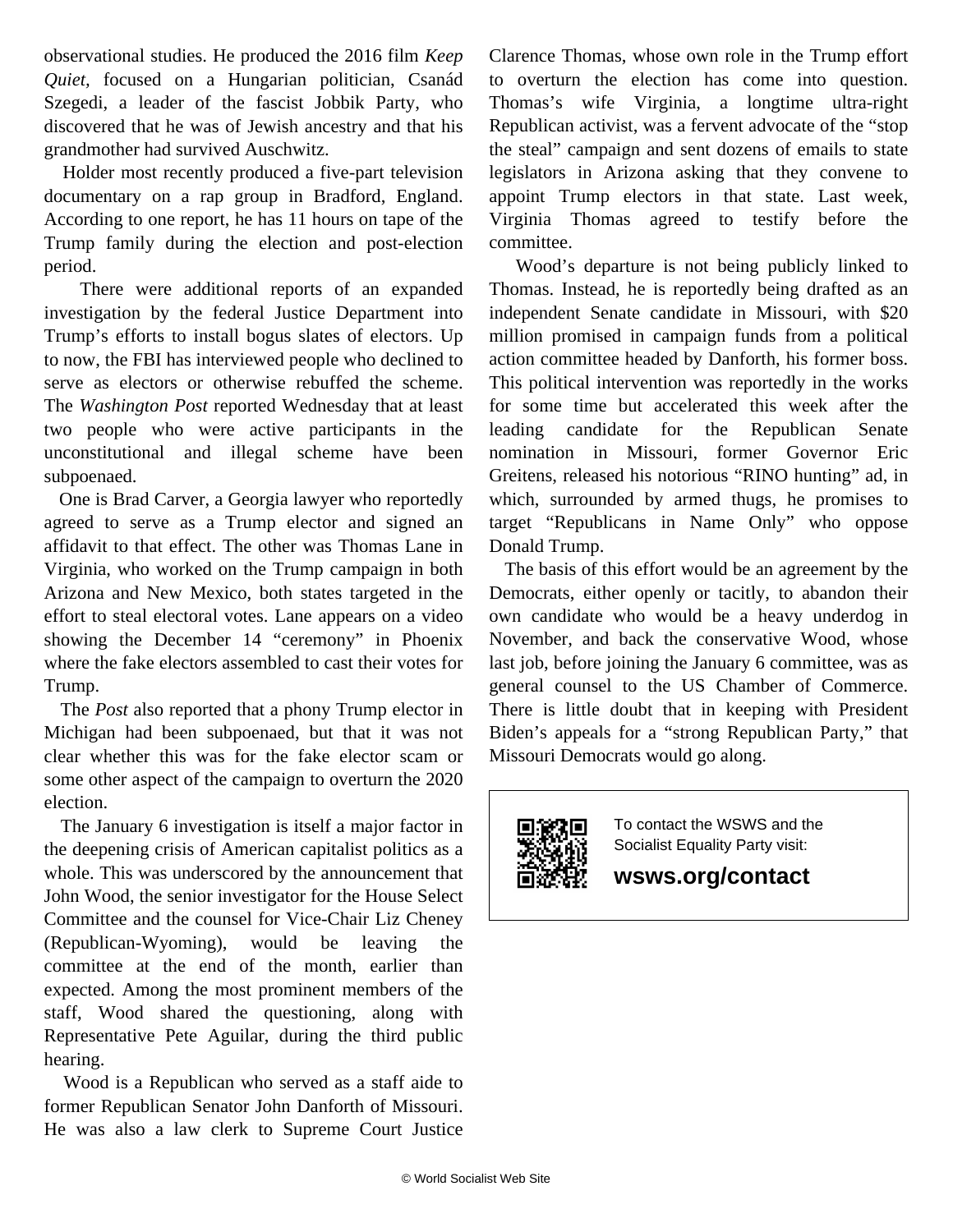observational studies. He produced the 2016 film *Keep Quiet,* focused on a Hungarian politician, Csanád Szegedi, a leader of the fascist Jobbik Party, who discovered that he was of Jewish ancestry and that his grandmother had survived Auschwitz.

Holder most recently produced a five-part television documentary on a rap group in Bradford, England. According to one report, he has 11 hours on tape of the Trump family during the election and post-election period.

There were additional reports of an expanded investigation by the federal Justice Department into Trump's efforts to install bogus slates of electors. Up to now, the FBI has interviewed people who declined to serve as electors or otherwise rebuffed the scheme. The *Washington Post* reported Wednesday that at least two people who were active participants in the unconstitutional and illegal scheme have been subpoenaed.

One is Brad Carver, a Georgia lawyer who reportedly agreed to serve as a Trump elector and signed an affidavit to that effect. The other was Thomas Lane in Virginia, who worked on the Trump campaign in both Arizona and New Mexico, both states targeted in the effort to steal electoral votes. Lane appears on a video showing the December 14 "ceremony" in Phoenix where the fake electors assembled to cast their votes for Trump.

The *Post* also reported that a phony Trump elector in Michigan had been subpoenaed, but that it was not clear whether this was for the fake elector scam or some other aspect of the campaign to overturn the 2020 election.

The January 6 investigation is itself a major factor in the deepening crisis of American capitalist politics as a whole. This was underscored by the announcement that John Wood, the senior investigator for the House Select Committee and the counsel for Vice-Chair Liz Cheney (Republican-Wyoming), would be leaving the committee at the end of the month, earlier than expected. Among the most prominent members of the staff, Wood shared the questioning, along with Representative Pete Aguilar, during the third public hearing.

Wood is a Republican who served as a staff aide to former Republican Senator John Danforth of Missouri. He was also a law clerk to Supreme Court Justice Clarence Thomas, whose own role in the Trump effort to overturn the election has come into question. Thomas's wife Virginia, a longtime ultra-right Republican activist, was a fervent advocate of the "stop the steal" campaign and sent dozens of emails to state legislators in Arizona asking that they convene to appoint Trump electors in that state. Last week, Virginia Thomas agreed to testify before the committee.

Wood's departure is not being publicly linked to Thomas. Instead, he is reportedly being drafted as an independent Senate candidate in Missouri, with $20 million promised in campaign funds from a political action committee headed by Danforth, his former boss. This political intervention was reportedly in the works for some time but accelerated this week after the leading candidate for the Republican Senate nomination in Missouri, former Governor Eric Greitens, released his notorious "RINO hunting" ad, in which, surrounded by armed thugs, he promises to target "Republicans in Name Only" who oppose Donald Trump.

The basis of this effort would be an agreement by the Democrats, either openly or tacitly, to abandon their own candidate who would be a heavy underdog in November, and back the conservative Wood, whose last job, before joining the January 6 committee, was as general counsel to the US Chamber of Commerce. There is little doubt that in keeping with President Biden's appeals for a "strong Republican Party," that Missouri Democrats would go along.

To contact the WSWS and the Socialist Equality Party visit:

**wsws.org/contact**